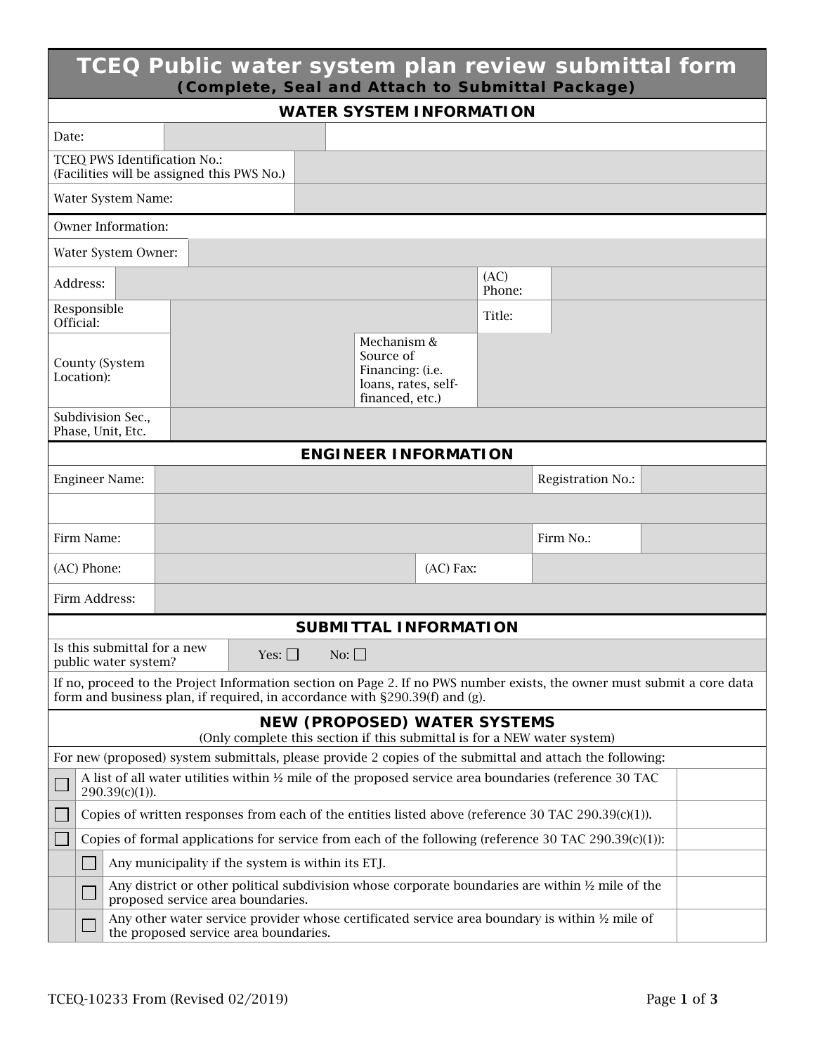# TCEQ Public water system plan review submittal form

**(Complete, Seal and Attach to Submittal Package)**

## WATER SYSTEM INFORMATION

| | |
|---|---|
| Date: | |
| TCEQ PWS Identification No.: (Facilities will be assigned this PWS No.) | |
| Water System Name: | |

| | | | |
|---|---|---|---|
| Owner Information: | | | |
| Water System Owner: | | | |
| Address: | | (AC) Phone: | |
| Responsible Official: | | Title: | |
| County (System Location): | | Mechanism & Source of Financing: (i.e. loans, rates, self-financed, etc.) | |
| Subdivision Sec., Phase, Unit, Etc. | | | |

## ENGINEER INFORMATION

| | | | |
|---|---|---|---|
| Engineer Name: | | Registration No.: | |
| | | | |
| Firm Name: | | Firm No.: | |
| (AC) Phone: | | (AC) Fax: | |
| Firm Address: | | | |

## SUBMITTAL INFORMATION

Is this submittal for a new public water system? Yes: ☐ No: ☐

If no, proceed to the Project Information section on Page 2. If no PWS number exists, the owner must submit a core data form and business plan, if required, in accordance with §290.39(f) and (g).

## NEW (PROPOSED) WATER SYSTEMS

(Only complete this section if this submittal is for a NEW water system)

For new (proposed) system submittals, please provide 2 copies of the submittal and attach the following:

- ☐ A list of all water utilities within ½ mile of the proposed service area boundaries (reference 30 TAC 290.39(c)(1)).
- ☐ Copies of written responses from each of the entities listed above (reference 30 TAC 290.39(c)(1)).
- ☐ Copies of formal applications for service from each of the following (reference 30 TAC 290.39(c)(1)):
  - ☐ Any municipality if the system is within its ETJ.
  - ☐ Any district or other political subdivision whose corporate boundaries are within ½ mile of the proposed service area boundaries.
  - ☐ Any other water service provider whose certificated service area boundary is within ½ mile of the proposed service area boundaries.

TCEQ-10233 From (Revised 02/2019)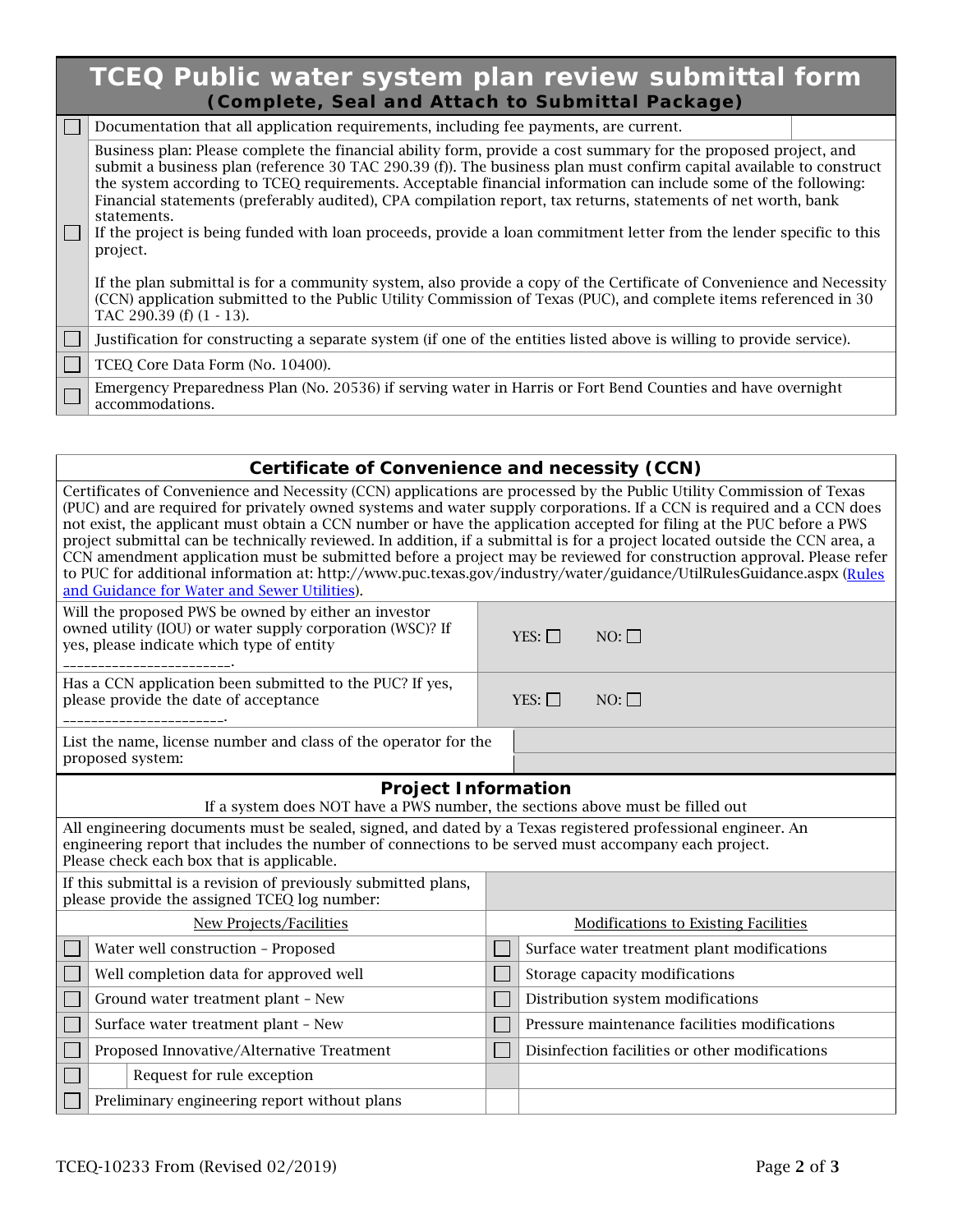# TCQ Public water system plan review submittal form

**(Complete, Seal and Attach to Submittal Package)**

| | | |
|---|---|---|
| ☐ | Documentation that all application requirements, including fee payments, are current. | |
| ☐ | Business plan: Please complete the financial ability form, provide a cost summary for the proposed project, and submit a business plan (reference 30 TAC 290.39 (f)). The business plan must confirm capital available to construct the system according to TCEQ requirements. Acceptable financial information can include some of the following: Financial statements (preferably audited), CPA compilation report, tax returns, statements of net worth, bank statements.<br>If the project is being funded with loan proceeds, provide a loan commitment letter from the lender specific to this project.<br><br>If the plan submittal is for a community system, also provide a copy of the Certificate of Convenience and Necessity (CCN) application submitted to the Public Utility Commission of Texas (PUC), and complete items referenced in 30 TAC 290.39 (f) (1 - 13). | |
| ☐ | Justification for constructing a separate system (if one of the entities listed above is willing to provide service). | |
| ☐ | TCEQ Core Data Form (No. 10400). | |
| ☐ | Emergency Preparedness Plan (No. 20536) if serving water in Harris or Fort Bend Counties and have overnight accommodations. | |

## Certificate of Convenience and necessity (CCN)

Certificates of Convenience and Necessity (CCN) applications are processed by the Public Utility Commission of Texas (PUC) and are required for privately owned systems and water supply corporations. If a CCN is required and a CCN does not exist, the applicant must obtain a CCN number or have the application accepted for filing at the PUC before a PWS project submittal can be technically reviewed. In addition, if a submittal is for a project located outside the CCN area, a CCN amendment application must be submitted before a project may be reviewed for construction approval. Please refer to PUC for additional information at: http://www.puc.texas.gov/industry/water/guidance/UtilRulesGuidance.aspx (Rules and Guidance for Water and Sewer Utilities).

| | |
|---|---|
| Will the proposed PWS be owned by either an investor owned utility (IOU) or water supply corporation (WSC)? If yes, please indicate which type of entity ________________________. | YES: ☐ NO: ☐ |
| Has a CCN application been submitted to the PUC? If yes, please provide the date of acceptance ______________________. | YES: ☐ NO: ☐ |
| List the name, license number and class of the operator for the proposed system: | |

## Project Information

If a system does NOT have a PWS number, the sections above must be filled out

All engineering documents must be sealed, signed, and dated by a Texas registered professional engineer. An engineering report that includes the number of connections to be served must accompany each project.
Please check each box that is applicable.

| | | | |
|---|---|---|---|
| If this submittal is a revision of previously submitted plans, please provide the assigned TCEQ log number: | | | |
| | New Projects/Facilities | | Modifications to Existing Facilities |
| ☐ | Water well construction – Proposed | ☐ | Surface water treatment plant modifications |
| ☐ | Well completion data for approved well | ☐ | Storage capacity modifications |
| ☐ | Ground water treatment plant – New | ☐ | Distribution system modifications |
| ☐ | Surface water treatment plant – New | ☐ | Pressure maintenance facilities modifications |
| ☐ | Proposed Innovative/Alternative Treatment | ☐ | Disinfection facilities or other modifications |
| ☐ | Request for rule exception | | |
| ☐ | Preliminary engineering report without plans | | |

TCEQ-10233 From (Revised 02/2019)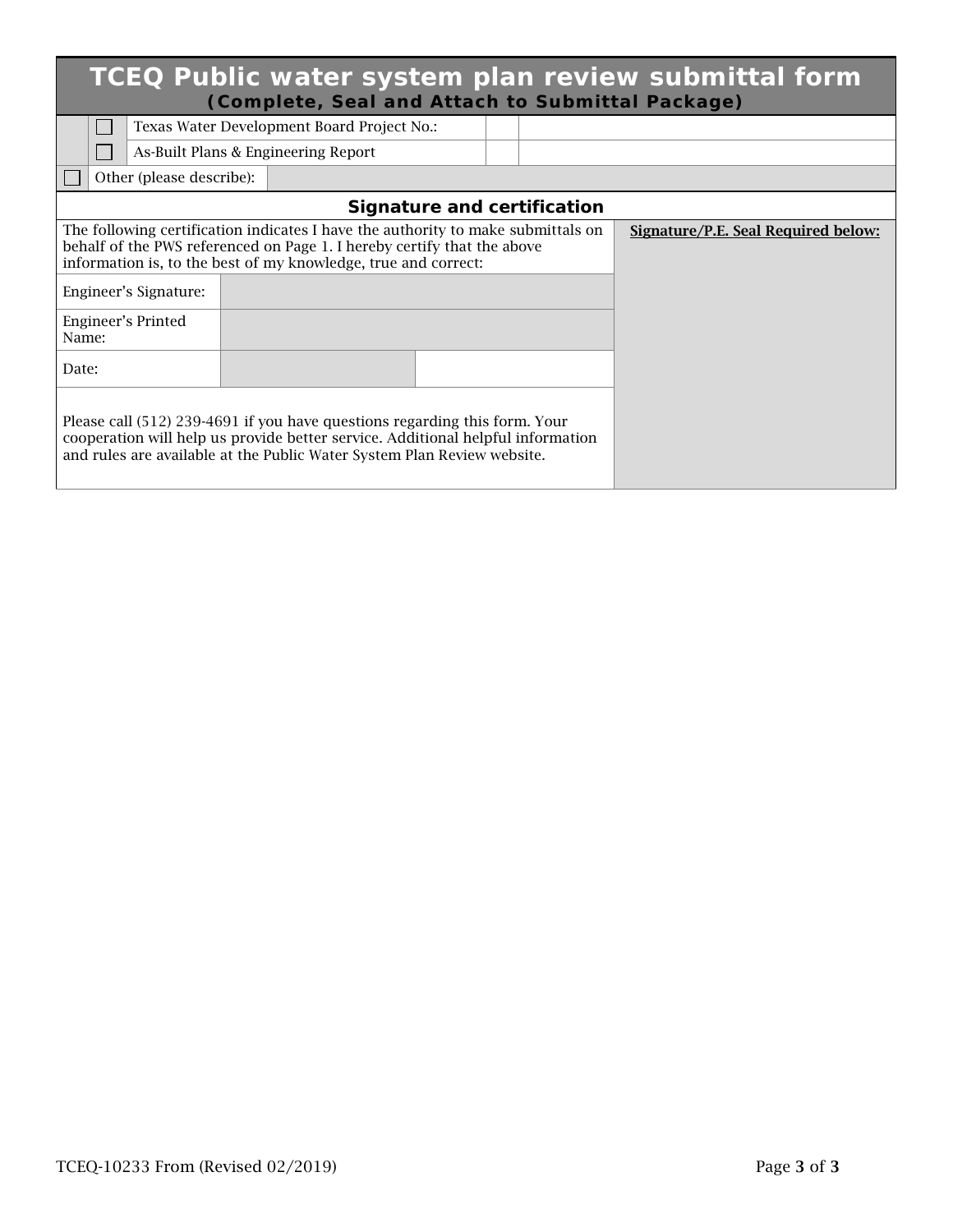# TCEQ Public water system plan review submittal form

**(Complete, Seal and Attach to Submittal Package)**

| | | | | |
|---|---|---|---|---|
| | ☐ | Texas Water Development Board Project No.: | | |
| | ☐ | As-Built Plans & Engineering Report | | |
| ☐ | Other (please describe): | | | |

## Signature and certification

| | | | |
|---|---|---|---|
| The following certification indicates I have the authority to make submittals on behalf of the PWS referenced on Page 1. I hereby certify that the above information is, to the best of my knowledge, true and correct: | | | **Signature/P.E. Seal Required below:** |
| Engineer's Signature: | | | |
| Engineer's Printed Name: | | | |
| Date: | | | |
| Please call (512) 239-4691 if you have questions regarding this form. Your cooperation will help us provide better service. Additional helpful information and rules are available at the Public Water System Plan Review website. | | | |

TCEQ-10233 From (Revised 02/2019)